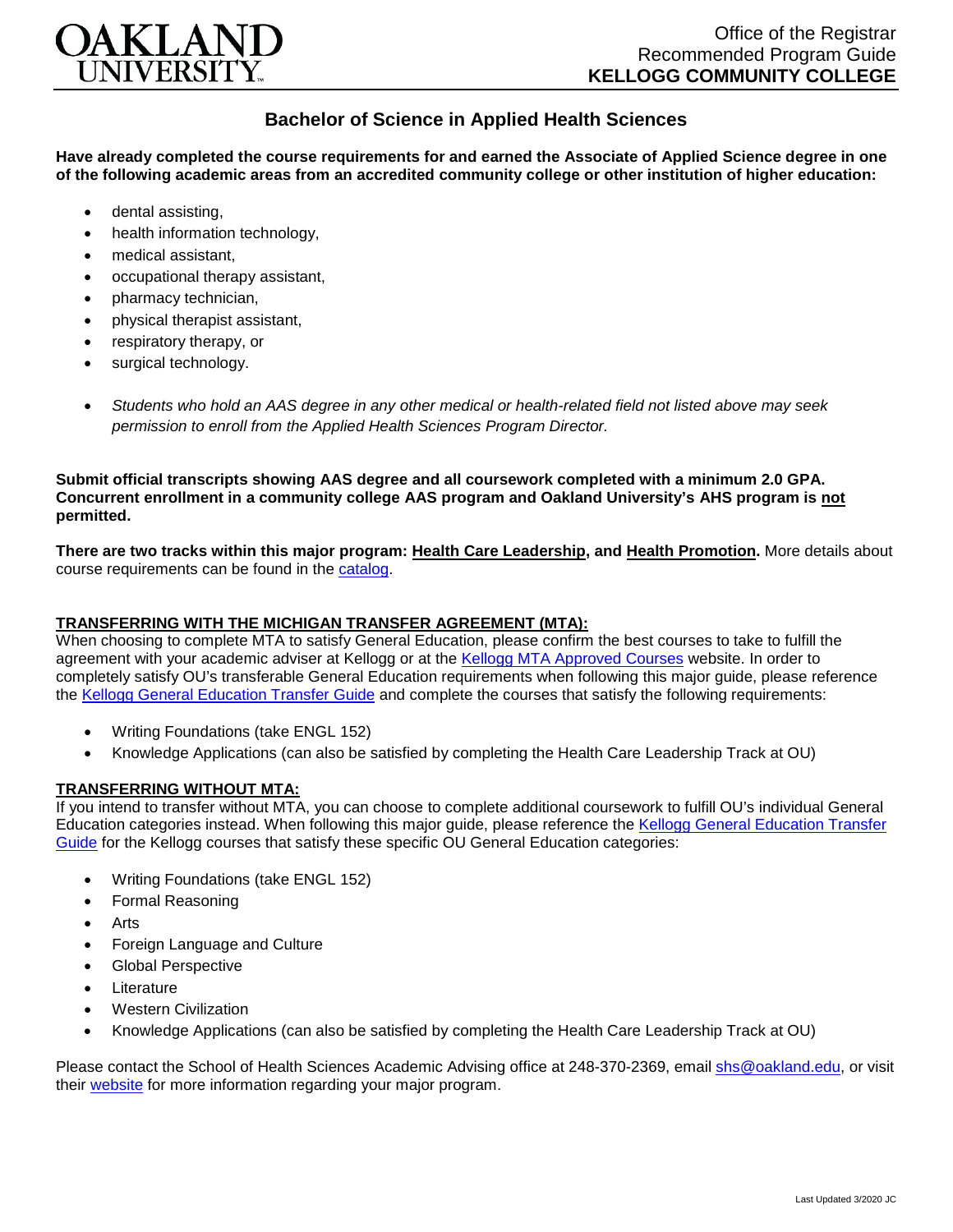OAKLAND UNIVERSITY

Office of the Registrar
Recommended Program Guide
**KELLOGG COMMUNITY COLLEGE**

# Bachelor of Science in Applied Health Sciences

**Have already completed the course requirements for and earned the Associate of Applied Science degree in one of the following academic areas from an accredited community college or other institution of higher education:**

- dental assisting,
- health information technology,
- medical assistant,
- occupational therapy assistant,
- pharmacy technician,
- physical therapist assistant,
- respiratory therapy, or
- surgical technology.

- *Students who hold an AAS degree in any other medical or health-related field not listed above may seek permission to enroll from the Applied Health Sciences Program Director.*

**Submit official transcripts showing AAS degree and all coursework completed with a minimum 2.0 GPA. Concurrent enrollment in a community college AAS program and Oakland University's AHS program is not permitted.**

**There are two tracks within this major program: Health Care Leadership, and Health Promotion.** More details about course requirements can be found in the catalog.

## TRANSFERRING WITH THE MICHIGAN TRANSFER AGREEMENT (MTA):

When choosing to complete MTA to satisfy General Education, please confirm the best courses to take to fulfill the agreement with your academic adviser at Kellogg or at the Kellogg MTA Approved Courses website. In order to completely satisfy OU's transferable General Education requirements when following this major guide, please reference the Kellogg General Education Transfer Guide and complete the courses that satisfy the following requirements:

- Writing Foundations (take ENGL 152)
- Knowledge Applications (can also be satisfied by completing the Health Care Leadership Track at OU)

## TRANSFERRING WITHOUT MTA:

If you intend to transfer without MTA, you can choose to complete additional coursework to fulfill OU's individual General Education categories instead. When following this major guide, please reference the Kellogg General Education Transfer Guide for the Kellogg courses that satisfy these specific OU General Education categories:

- Writing Foundations (take ENGL 152)
- Formal Reasoning
- Arts
- Foreign Language and Culture
- Global Perspective
- Literature
- Western Civilization
- Knowledge Applications (can also be satisfied by completing the Health Care Leadership Track at OU)

Please contact the School of Health Sciences Academic Advising office at 248-370-2369, email shs@oakland.edu, or visit their website for more information regarding your major program.

Last Updated 3/2020 JC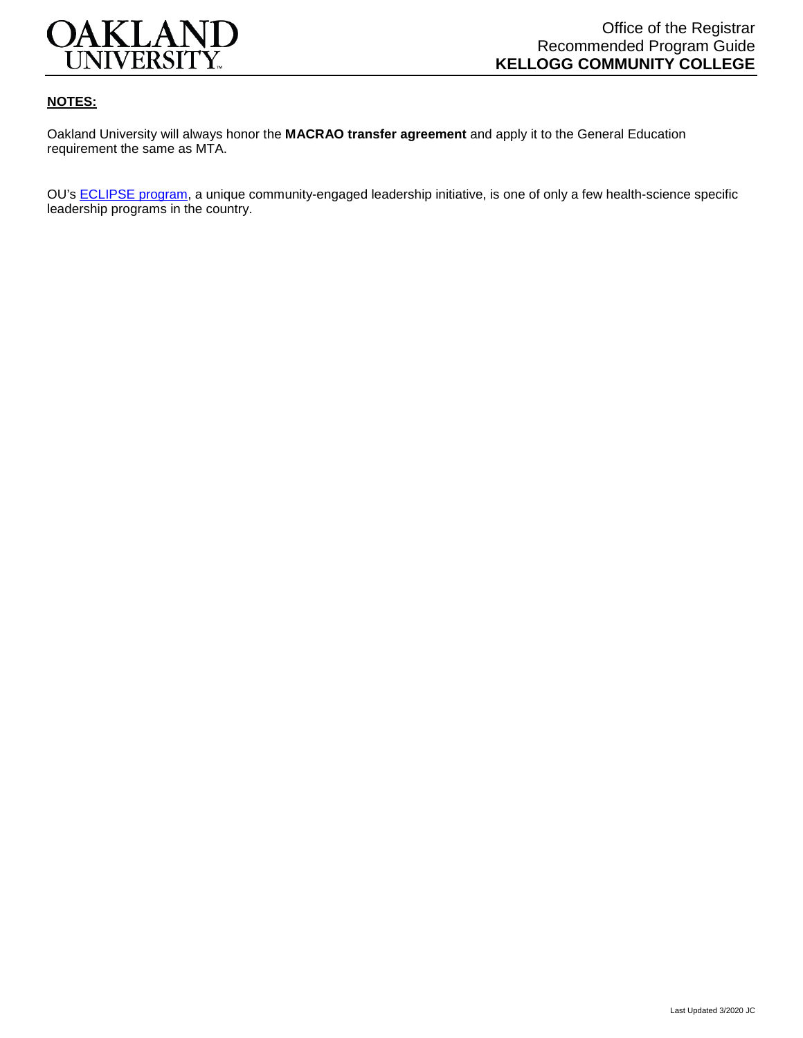**NOTES:**

Oakland University will always honor the **MACRAO transfer agreement** and apply it to the General Education requirement the same as MTA.

OU's ECLIPSE program, a unique community-engaged leadership initiative, is one of only a few health-science specific leadership programs in the country.

Last Updated 3/2020 JC